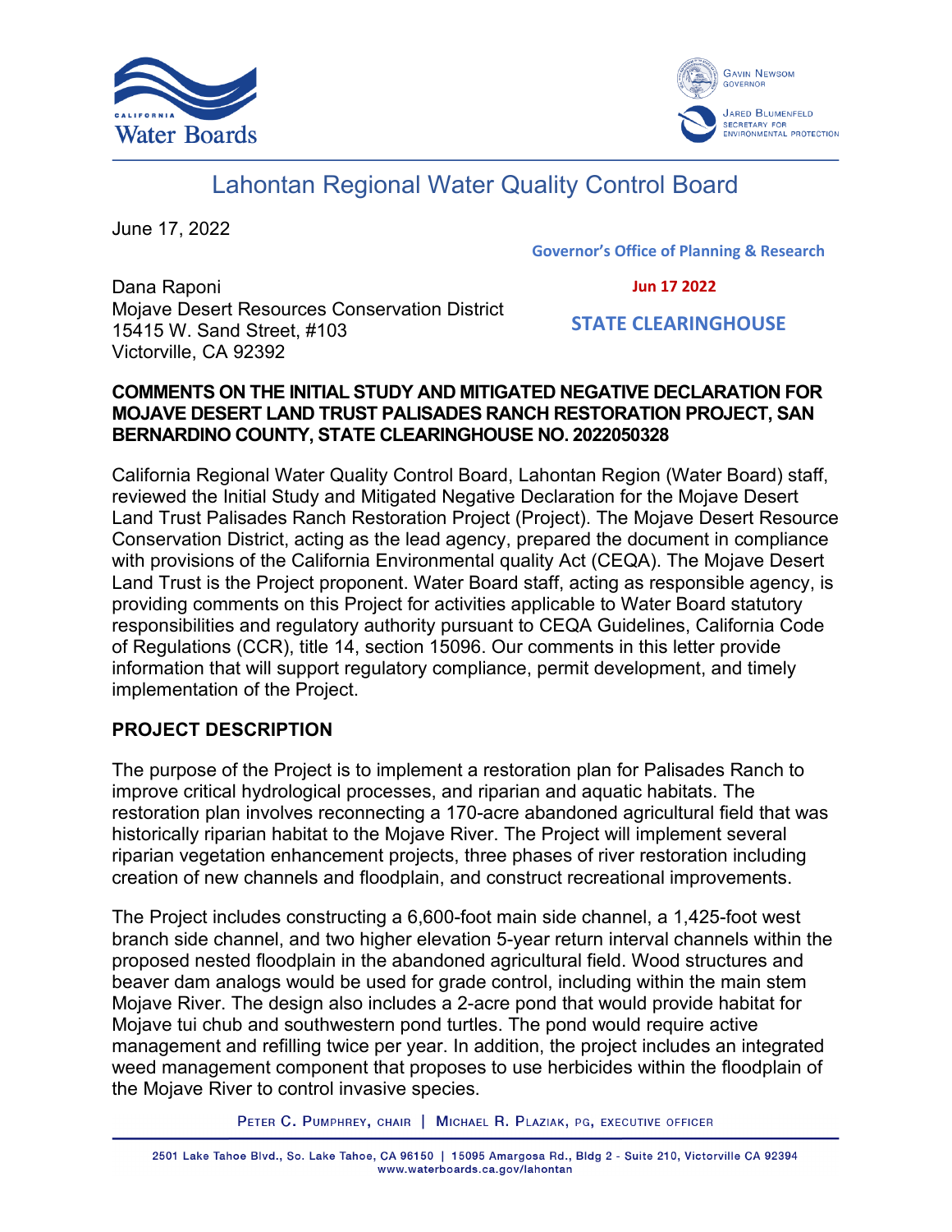# Lahontan Regional Water Quality Control Board

June 17, 2022

Governor's Office of Planning & Research

Jun 17 2022

STATE CLEARINGHOUSE

Dana Raponi
Mojave Desert Resources Conservation District
15415 W. Sand Street, #103
Victorville, CA 92392

**COMMENTS ON THE INITIAL STUDY AND MITIGATED NEGATIVE DECLARATION FOR MOJAVE DESERT LAND TRUST PALISADES RANCH RESTORATION PROJECT, SAN BERNARDINO COUNTY, STATE CLEARINGHOUSE NO. 2022050328**

California Regional Water Quality Control Board, Lahontan Region (Water Board) staff, reviewed the Initial Study and Mitigated Negative Declaration for the Mojave Desert Land Trust Palisades Ranch Restoration Project (Project). The Mojave Desert Resource Conservation District, acting as the lead agency, prepared the document in compliance with provisions of the California Environmental quality Act (CEQA). The Mojave Desert Land Trust is the Project proponent. Water Board staff, acting as responsible agency, is providing comments on this Project for activities applicable to Water Board statutory responsibilities and regulatory authority pursuant to CEQA Guidelines, California Code of Regulations (CCR), title 14, section 15096. Our comments in this letter provide information that will support regulatory compliance, permit development, and timely implementation of the Project.

## PROJECT DESCRIPTION

The purpose of the Project is to implement a restoration plan for Palisades Ranch to improve critical hydrological processes, and riparian and aquatic habitats. The restoration plan involves reconnecting a 170-acre abandoned agricultural field that was historically riparian habitat to the Mojave River. The Project will implement several riparian vegetation enhancement projects, three phases of river restoration including creation of new channels and floodplain, and construct recreational improvements.

The Project includes constructing a 6,600-foot main side channel, a 1,425-foot west branch side channel, and two higher elevation 5-year return interval channels within the proposed nested floodplain in the abandoned agricultural field. Wood structures and beaver dam analogs would be used for grade control, including within the main stem Mojave River. The design also includes a 2-acre pond that would provide habitat for Mojave tui chub and southwestern pond turtles. The pond would require active management and refilling twice per year. In addition, the project includes an integrated weed management component that proposes to use herbicides within the floodplain of the Mojave River to control invasive species.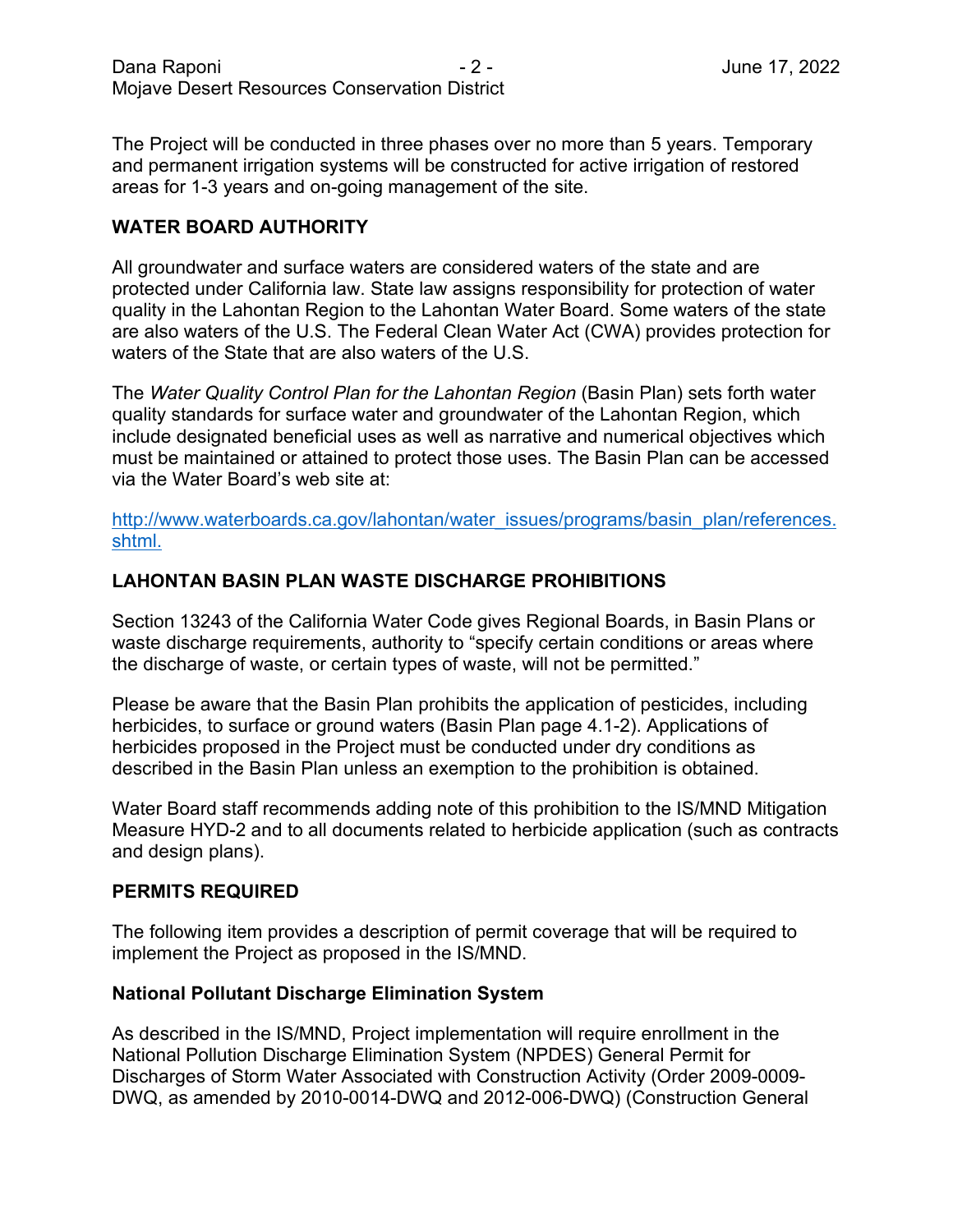The Project will be conducted in three phases over no more than 5 years. Temporary and permanent irrigation systems will be constructed for active irrigation of restored areas for 1-3 years and on-going management of the site.

## WATER BOARD AUTHORITY

All groundwater and surface waters are considered waters of the state and are protected under California law. State law assigns responsibility for protection of water quality in the Lahontan Region to the Lahontan Water Board. Some waters of the state are also waters of the U.S. The Federal Clean Water Act (CWA) provides protection for waters of the State that are also waters of the U.S.

The *Water Quality Control Plan for the Lahontan Region* (Basin Plan) sets forth water quality standards for surface water and groundwater of the Lahontan Region, which include designated beneficial uses as well as narrative and numerical objectives which must be maintained or attained to protect those uses. The Basin Plan can be accessed via the Water Board's web site at:

http://www.waterboards.ca.gov/lahontan/water_issues/programs/basin_plan/references.shtml.

## LAHONTAN BASIN PLAN WASTE DISCHARGE PROHIBITIONS

Section 13243 of the California Water Code gives Regional Boards, in Basin Plans or waste discharge requirements, authority to "specify certain conditions or areas where the discharge of waste, or certain types of waste, will not be permitted."

Please be aware that the Basin Plan prohibits the application of pesticides, including herbicides, to surface or ground waters (Basin Plan page 4.1-2). Applications of herbicides proposed in the Project must be conducted under dry conditions as described in the Basin Plan unless an exemption to the prohibition is obtained.

Water Board staff recommends adding note of this prohibition to the IS/MND Mitigation Measure HYD-2 and to all documents related to herbicide application (such as contracts and design plans).

## PERMITS REQUIRED

The following item provides a description of permit coverage that will be required to implement the Project as proposed in the IS/MND.

### National Pollutant Discharge Elimination System

As described in the IS/MND, Project implementation will require enrollment in the National Pollution Discharge Elimination System (NPDES) General Permit for Discharges of Storm Water Associated with Construction Activity (Order 2009-0009-DWQ, as amended by 2010-0014-DWQ and 2012-006-DWQ) (Construction General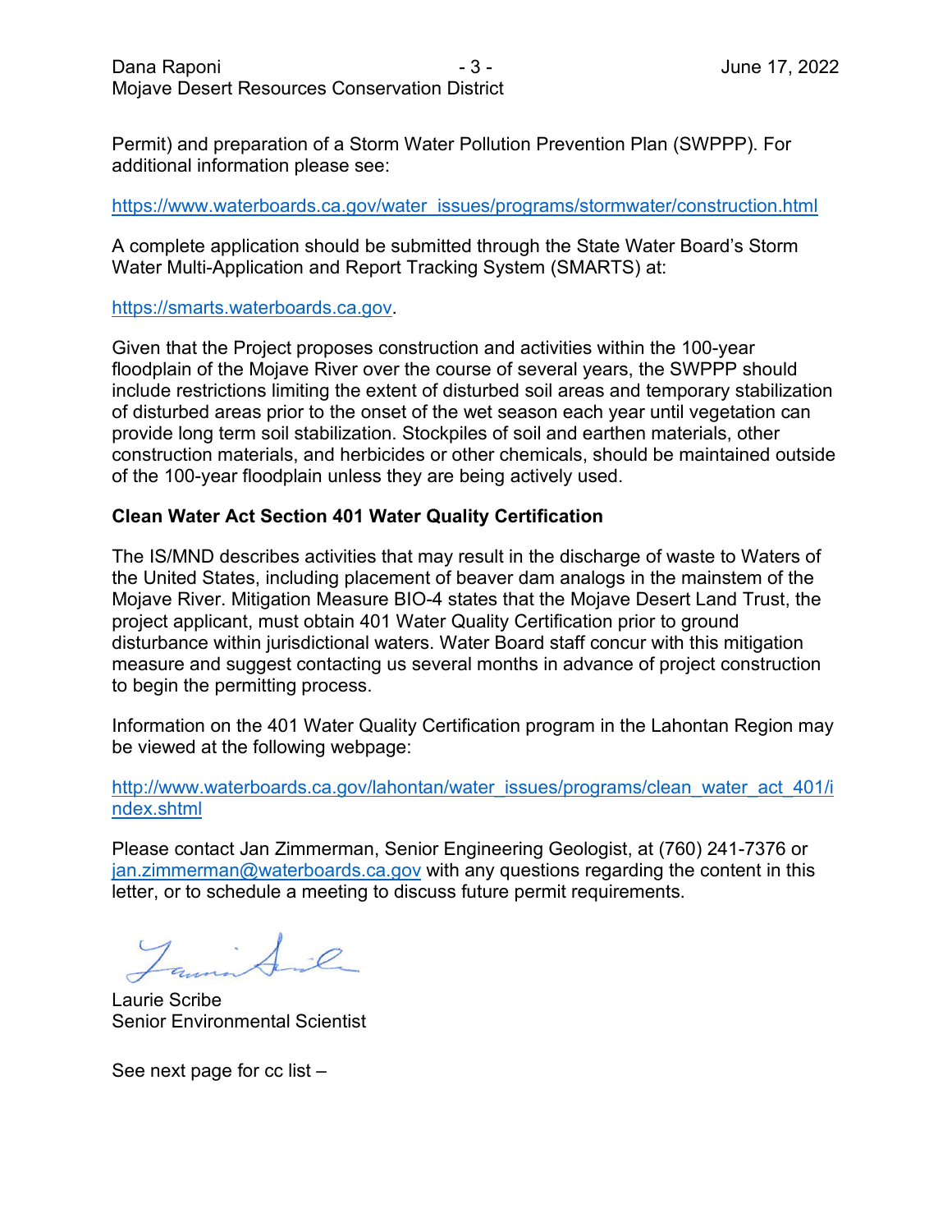Permit) and preparation of a Storm Water Pollution Prevention Plan (SWPPP). For additional information please see:

https://www.waterboards.ca.gov/water_issues/programs/stormwater/construction.html

A complete application should be submitted through the State Water Board's Storm Water Multi-Application and Report Tracking System (SMARTS) at:

https://smarts.waterboards.ca.gov.

Given that the Project proposes construction and activities within the 100-year floodplain of the Mojave River over the course of several years, the SWPPP should include restrictions limiting the extent of disturbed soil areas and temporary stabilization of disturbed areas prior to the onset of the wet season each year until vegetation can provide long term soil stabilization. Stockpiles of soil and earthen materials, other construction materials, and herbicides or other chemicals, should be maintained outside of the 100-year floodplain unless they are being actively used.

**Clean Water Act Section 401 Water Quality Certification**

The IS/MND describes activities that may result in the discharge of waste to Waters of the United States, including placement of beaver dam analogs in the mainstem of the Mojave River. Mitigation Measure BIO-4 states that the Mojave Desert Land Trust, the project applicant, must obtain 401 Water Quality Certification prior to ground disturbance within jurisdictional waters. Water Board staff concur with this mitigation measure and suggest contacting us several months in advance of project construction to begin the permitting process.

Information on the 401 Water Quality Certification program in the Lahontan Region may be viewed at the following webpage:

http://www.waterboards.ca.gov/lahontan/water_issues/programs/clean_water_act_401/index.shtml

Please contact Jan Zimmerman, Senior Engineering Geologist, at (760) 241-7376 or jan.zimmerman@waterboards.ca.gov with any questions regarding the content in this letter, or to schedule a meeting to discuss future permit requirements.

Laurie Scribe
Senior Environmental Scientist

See next page for cc list –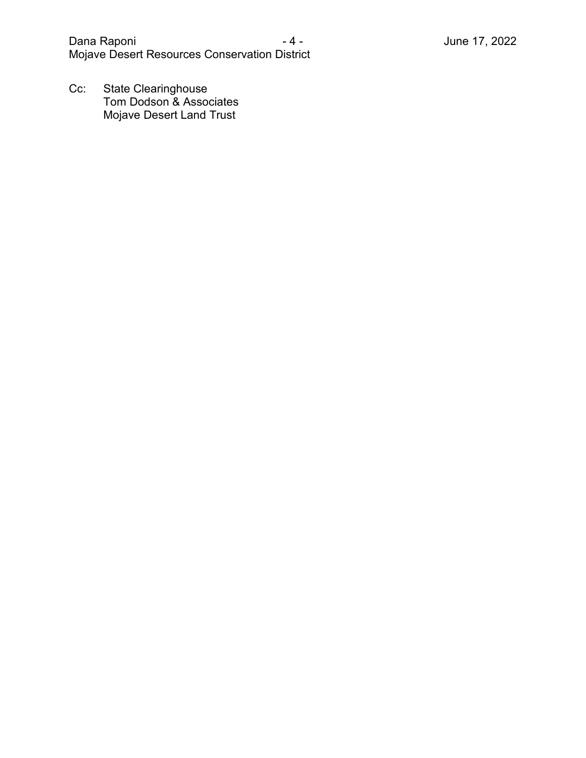Cc: State Clearinghouse
Tom Dodson & Associates
Mojave Desert Land Trust